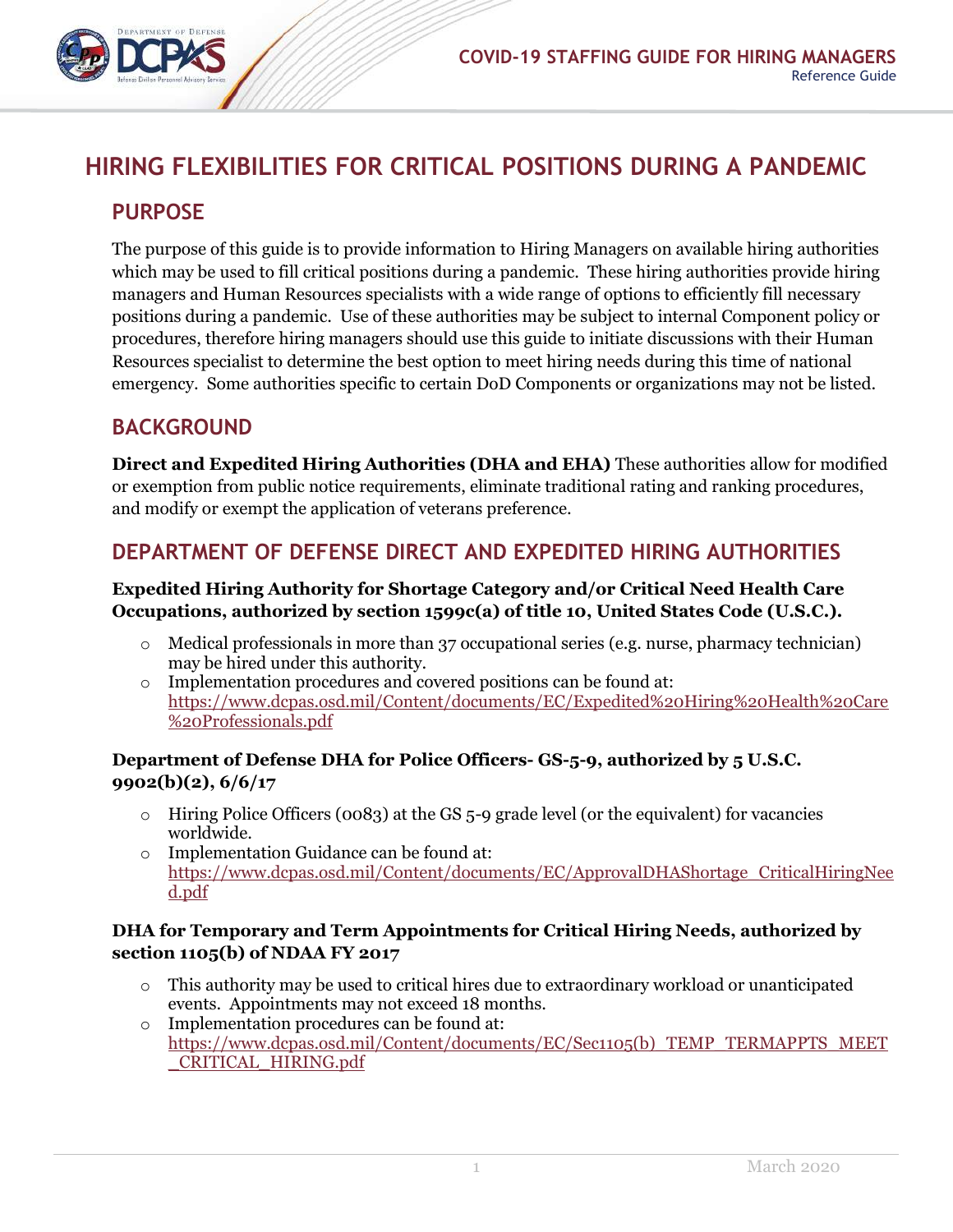# HIRING FLEXIBILITIES FOR CRITICAL POSITIONS DURING A PANDEMIC

## PURPOSE

The purpose of this guide is to provide information to Hiring Managers on available hiring authorities which may be used to fill critical positions during a pandemic. These hiring authorities provide hiring managers and Human Resources specialists with a wide range of options to efficiently fill necessary positions during a pandemic. Use of these authorities may be subject to internal Component policy or procedures, therefore hiring managers should use this guide to initiate discussions with their Human Resources specialist to determine the best option to meet hiring needs during this time of national emergency. Some authorities specific to certain DoD Components or organizations may not be listed.

## BACKGROUND

**Direct and Expedited Hiring Authorities (DHA and EHA)** These authorities allow for modified or exemption from public notice requirements, eliminate traditional rating and ranking procedures, and modify or exempt the application of veterans preference.

## DEPARTMENT OF DEFENSE DIRECT AND EXPEDITED HIRING AUTHORITIES

**Expedited Hiring Authority for Shortage Category and/or Critical Need Health Care Occupations, authorized by section 1599c(a) of title 10, United States Code (U.S.C.).**

- Medical professionals in more than 37 occupational series (e.g. nurse, pharmacy technician) may be hired under this authority.
- Implementation procedures and covered positions can be found at: https://www.dcpas.osd.mil/Content/documents/EC/Expedited%20Hiring%20Health%20Care%20Professionals.pdf

**Department of Defense DHA for Police Officers- GS-5-9, authorized by 5 U.S.C. 9902(b)(2), 6/6/17**

- Hiring Police Officers (0083) at the GS 5-9 grade level (or the equivalent) for vacancies worldwide.
- Implementation Guidance can be found at: https://www.dcpas.osd.mil/Content/documents/EC/ApprovalDHAShortage_CriticalHiringNeed.pdf

**DHA for Temporary and Term Appointments for Critical Hiring Needs, authorized by section 1105(b) of NDAA FY 2017**

- This authority may be used to critical hires due to extraordinary workload or unanticipated events. Appointments may not exceed 18 months.
- Implementation procedures can be found at: https://www.dcpas.osd.mil/Content/documents/EC/Sec1105(b)_TEMP_TERMAPPTS_MEET_CRITICAL_HIRING.pdf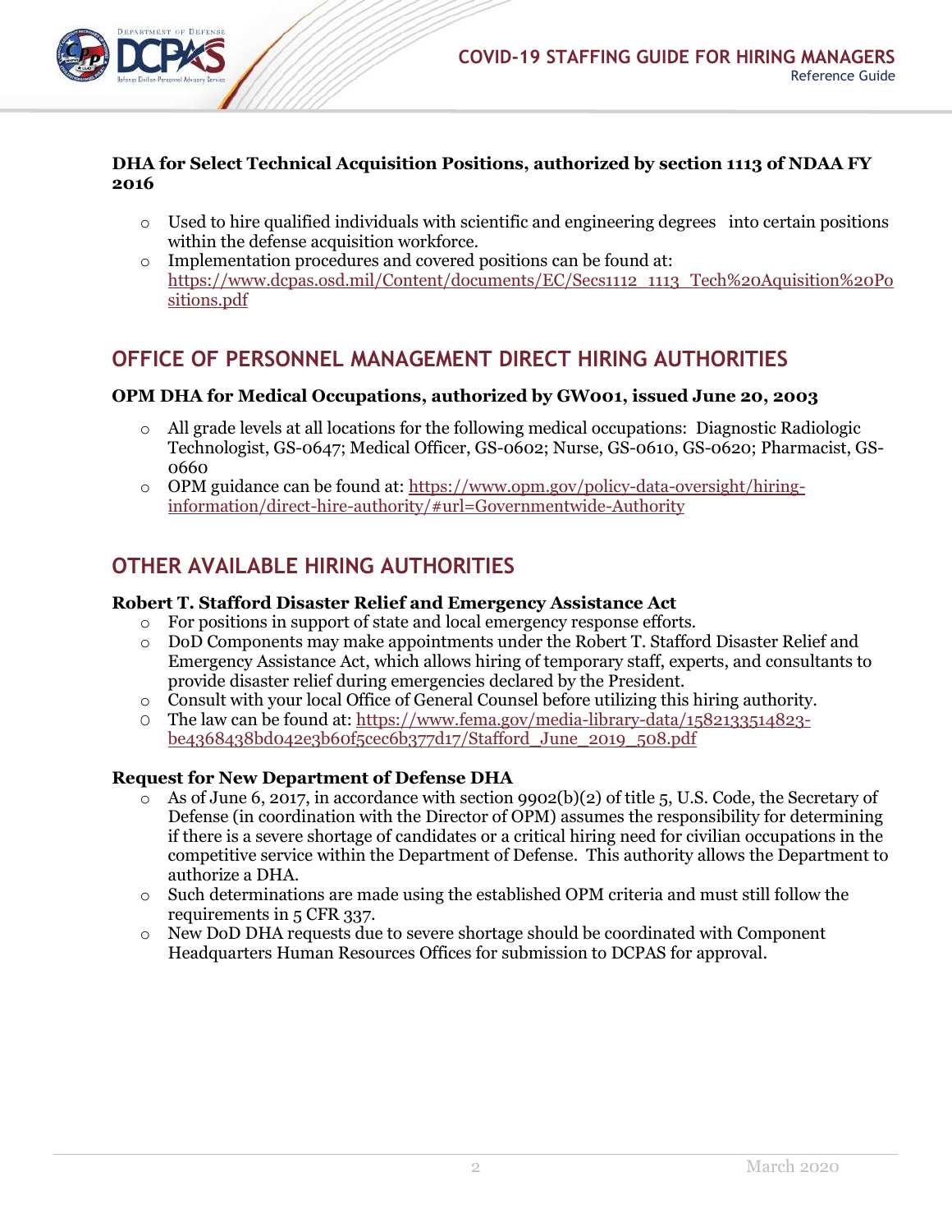**DHA for Select Technical Acquisition Positions, authorized by section 1113 of NDAA FY 2016**

- Used to hire qualified individuals with scientific and engineering degrees into certain positions within the defense acquisition workforce.
- Implementation procedures and covered positions can be found at: https://www.dcpas.osd.mil/Content/documents/EC/Secs1112_1113_Tech%20Aquisition%20Positions.pdf

## OFFICE OF PERSONNEL MANAGEMENT DIRECT HIRING AUTHORITIES

**OPM DHA for Medical Occupations, authorized by GW001, issued June 20, 2003**

- All grade levels at all locations for the following medical occupations: Diagnostic Radiologic Technologist, GS-0647; Medical Officer, GS-0602; Nurse, GS-0610, GS-0620; Pharmacist, GS-0660
- OPM guidance can be found at: https://www.opm.gov/policy-data-oversight/hiring-information/direct-hire-authority/#url=Governmentwide-Authority

## OTHER AVAILABLE HIRING AUTHORITIES

**Robert T. Stafford Disaster Relief and Emergency Assistance Act**

- For positions in support of state and local emergency response efforts.
- DoD Components may make appointments under the Robert T. Stafford Disaster Relief and Emergency Assistance Act, which allows hiring of temporary staff, experts, and consultants to provide disaster relief during emergencies declared by the President.
- Consult with your local Office of General Counsel before utilizing this hiring authority.
- The law can be found at: https://www.fema.gov/media-library-data/1582133514823-be4368438bd042e3b60f5cec6b377d17/Stafford_June_2019_508.pdf

**Request for New Department of Defense DHA**

- As of June 6, 2017, in accordance with section 9902(b)(2) of title 5, U.S. Code, the Secretary of Defense (in coordination with the Director of OPM) assumes the responsibility for determining if there is a severe shortage of candidates or a critical hiring need for civilian occupations in the competitive service within the Department of Defense. This authority allows the Department to authorize a DHA.
- Such determinations are made using the established OPM criteria and must still follow the requirements in 5 CFR 337.
- New DoD DHA requests due to severe shortage should be coordinated with Component Headquarters Human Resources Offices for submission to DCPAS for approval.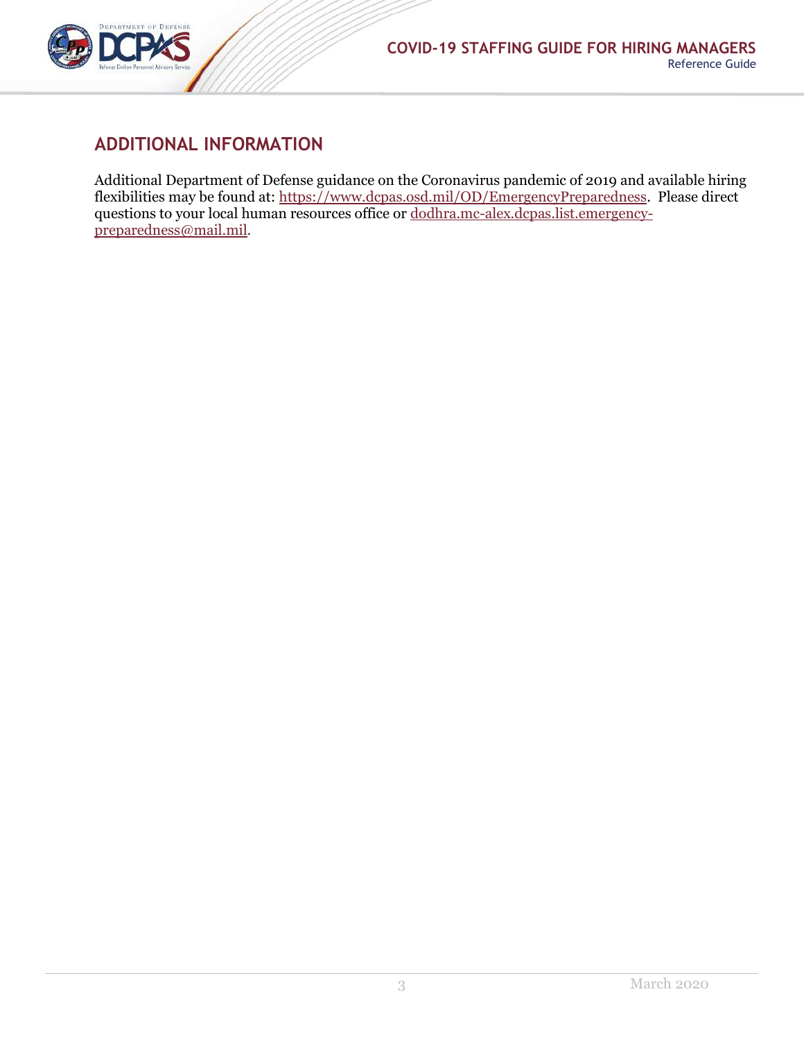## ADDITIONAL INFORMATION

Additional Department of Defense guidance on the Coronavirus pandemic of 2019 and available hiring flexibilities may be found at: https://www.dcpas.osd.mil/OD/EmergencyPreparedness. Please direct questions to your local human resources office or dodhra.mc-alex.dcpas.list.emergency-preparedness@mail.mil.